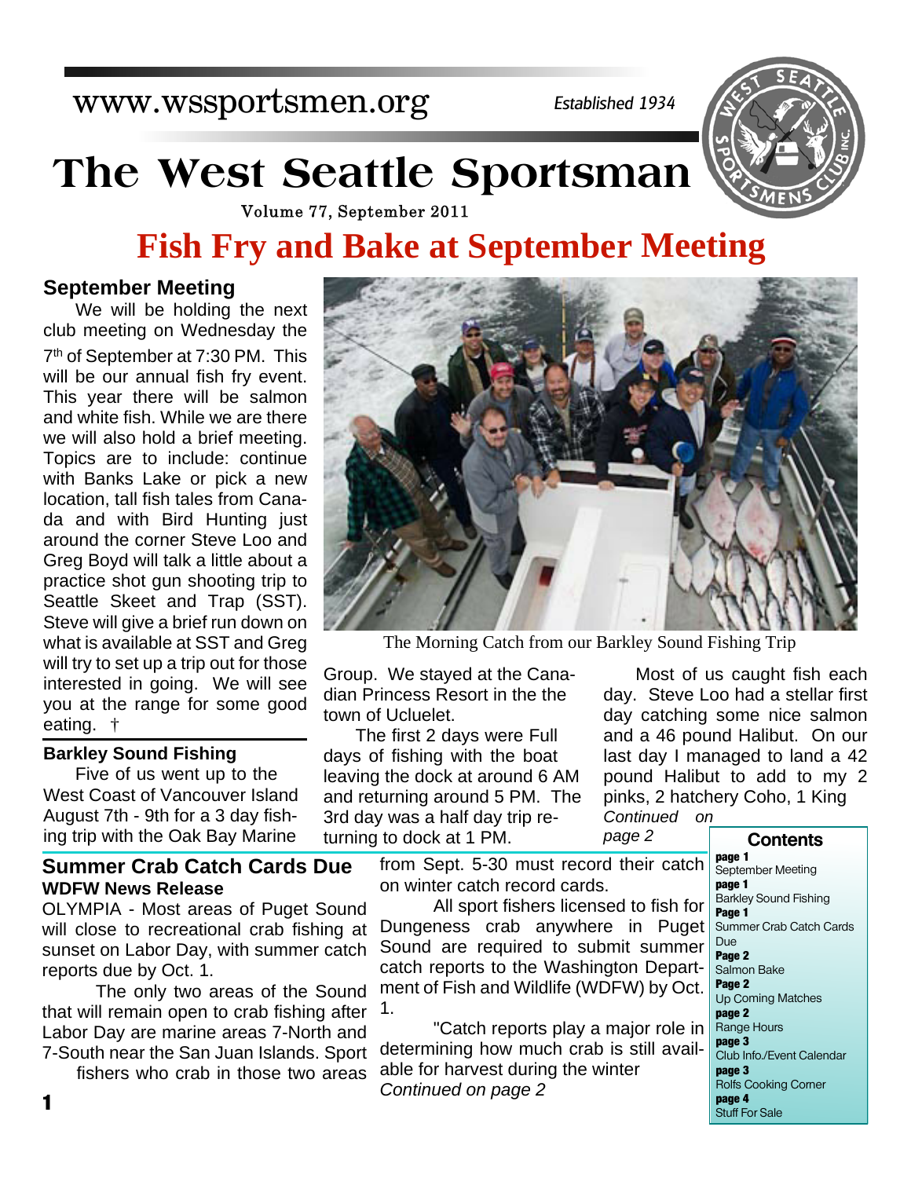www.wssportsmen.org

*Established 1934*

# The West Seattle Sportsman

Volume 77, September 2011

# Fish Fry and Bake at September Meeting

## September Meeting

We will be holding the next club meeting on Wednesday the 7th of September at 7:30 PM. This will be our annual fish fry event. This year there will be salmon and white fish. While we are there we will also hold a brief meeting. Topics are to include: continue with Banks Lake or pick a new location, tall fish tales from Canada and with Bird Hunting just around the corner Steve Loo and Greg Boyd will talk a little about a practice shot gun shooting trip to Seattle Skeet and Trap (SST). Steve will give a brief run down on what is available at SST and Greg will try to set up a trip out for those interested in going. We will see you at the range for some good eating. †

The Morning Catch from our Barkley Sound Fishing Trip

## Barkley Sound Fishing

Five of us went up to the West Coast of Vancouver Island August 7th - 9th for a 3 day fishing trip with the Oak Bay Marine Group. We stayed at the Canadian Princess Resort in the the town of Ucluelet.

The first 2 days were Full days of fishing with the boat leaving the dock at around 6 AM and returning around 5 PM. The 3rd day was a half day trip returning to dock at 1 PM.

Most of us caught fish each day. Steve Loo had a stellar first day catching some nice salmon and a 46 pound Halibut. On our last day I managed to land a 42 pound Halibut to add to my 2 pinks, 2 hatchery Coho, 1 King

*Continued on page 2*

## Summer Crab Catch Cards Due

**WDFW News Release**

OLYMPIA - Most areas of Puget Sound will close to recreational crab fishing at sunset on Labor Day, with summer catch reports due by Oct. 1.

The only two areas of the Sound that will remain open to crab fishing after Labor Day are marine areas 7-North and 7-South near the San Juan Islands. Sport fishers who crab in those two areas from Sept. 5-30 must record their catch on winter catch record cards.

All sport fishers licensed to fish for Dungeness crab anywhere in Puget Sound are required to submit summer catch reports to the Washington Department of Fish and Wildlife (WDFW) by Oct. 1.

"Catch reports play a major role in determining how much crab is still available for harvest during the winter

*Continued on page 2*

### Contents

**page 1**
September Meeting
**page 1**
Barkley Sound Fishing
**Page 1**
Summer Crab Catch Cards Due
**Page 2**
Salmon Bake
**Page 2**
Up Coming Matches
**page 2**
Range Hours
**page 3**
Club Info./Event Calendar
**page 3**
Rolfs Cooking Corner
**page 4**
Stuff For Sale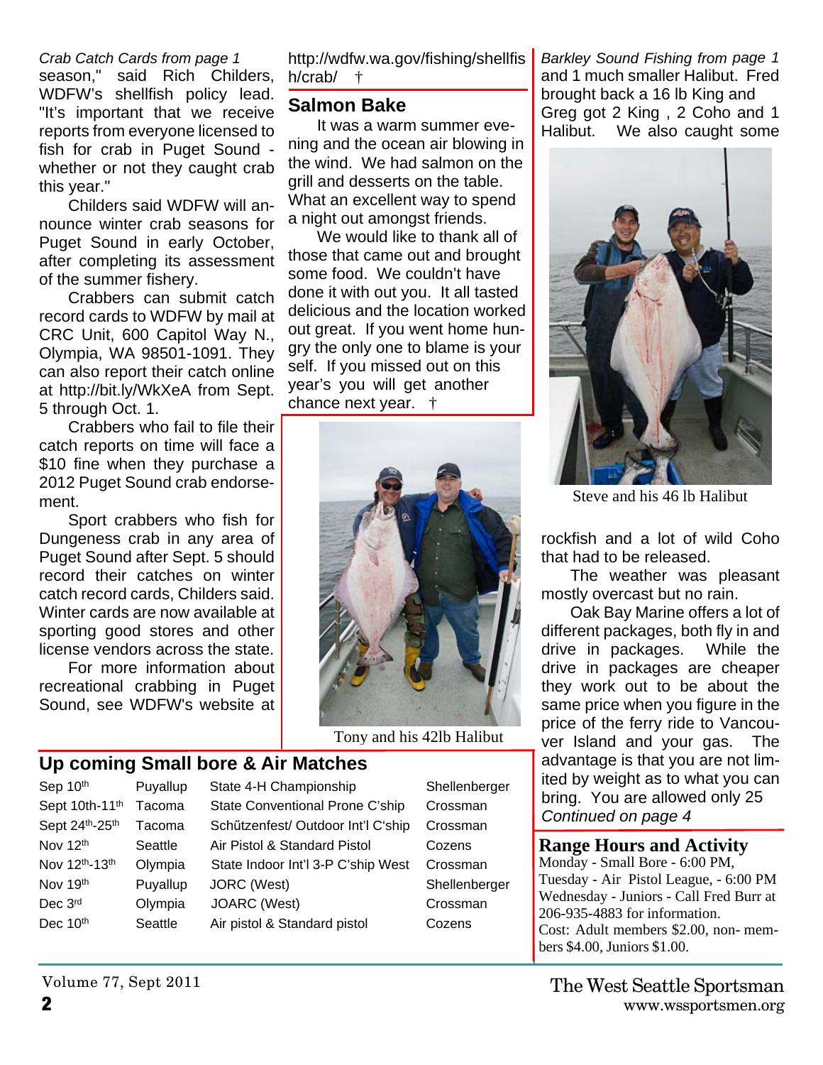*Crab Catch Cards from page 1*

season," said Rich Childers, WDFW's shellfish policy lead. "It's important that we receive reports from everyone licensed to fish for crab in Puget Sound - whether or not they caught crab this year."

Childers said WDFW will announce winter crab seasons for Puget Sound in early October, after completing its assessment of the summer fishery.

Crabbers can submit catch record cards to WDFW by mail at CRC Unit, 600 Capitol Way N., Olympia, WA 98501-1091. They can also report their catch online at http://bit.ly/WkXeA from Sept. 5 through Oct. 1.

Crabbers who fail to file their catch reports on time will face a $10 fine when they purchase a 2012 Puget Sound crab endorsement.

Sport crabbers who fish for Dungeness crab in any area of Puget Sound after Sept. 5 should record their catches on winter catch record cards, Childers said. Winter cards are now available at sporting good stores and other license vendors across the state.

For more information about recreational crabbing in Puget Sound, see WDFW's website at http://wdfw.wa.gov/fishing/shellfish/crab/ †

## Salmon Bake

It was a warm summer evening and the ocean air blowing in the wind. We had salmon on the grill and desserts on the table. What an excellent way to spend a night out amongst friends.

We would like to thank all of those that came out and brought some food. We couldn't have done it with out you. It all tasted delicious and the location worked out great. If you went home hungry the only one to blame is your self. If you missed out on this year's you will get another chance next year. †

Tony and his 42lb Halibut

*Barkley Sound Fishing from page 1*

and 1 much smaller Halibut. Fred brought back a 16 lb King and Greg got 2 King , 2 Coho and 1 Halibut. We also caught some rockfish and a lot of wild Coho that had to be released.

Steve and his 46 lb Halibut

The weather was pleasant mostly overcast but no rain.

Oak Bay Marine offers a lot of different packages, both fly in and drive in packages. While the drive in packages are cheaper they work out to be about the same price when you figure in the price of the ferry ride to Vancouver Island and your gas. The advantage is that you are not limited by weight as to what you can bring. You are allowed only 25

*Continued on page 4*

## Up coming Small bore & Air Matches

| | | | |
|---|---|---|---|
| Sep 10th | Puyallup | State 4-H Championship | Shellenberger |
| Sept 10th-11th | Tacoma | State Conventional Prone C'ship | Crossman |
| Sept 24th-25th | Tacoma | Schűtzenfest/ Outdoor Int'l C'ship | Crossman |
| Nov 12th | Seattle | Air Pistol & Standard Pistol | Cozens |
| Nov 12th-13th | Olympia | State Indoor Int'l 3-P C'ship West | Crossman |
| Nov 19th | Puyallup | JORC (West) | Shellenberger |
| Dec 3rd | Olympia | JOARC (West) | Crossman |
| Dec 10th | Seattle | Air pistol & Standard pistol | Cozens |

## Range Hours and Activity

Monday - Small Bore - 6:00 PM,
Tuesday - Air Pistol League, - 6:00 PM
Wednesday - Juniors - Call Fred Burr at 206-935-4883 for information.
Cost: Adult members $2.00, non- members $4.00, Juniors $1.00.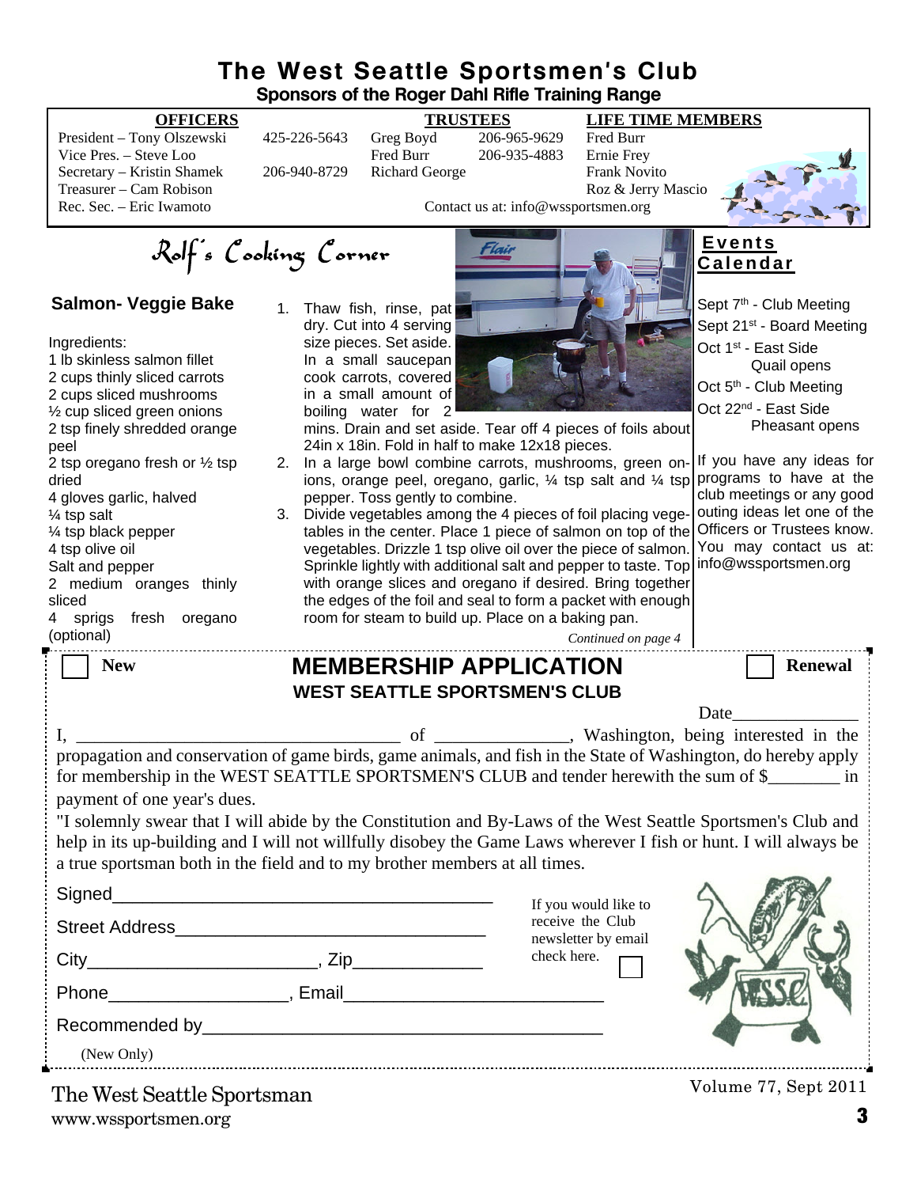# The West Seattle Sportsmen's Club

**Sponsors of the Roger Dahl Rifle Training Range**

| OFFICERS | | TRUSTEES | | LIFE TIME MEMBERS |
|---|---|---|---|---|
| President – Tony Olszewski | 425-226-5643 | Greg Boyd | 206-965-9629 | Fred Burr |
| Vice Pres. – Steve Loo | | Fred Burr | 206-935-4883 | Ernie Frey |
| Secretary – Kristin Shamek | 206-940-8729 | Richard George | | Frank Novito |
| Treasurer – Cam Robison | | | | Roz & Jerry Mascio |
| Rec. Sec. – Eric Iwamoto | | Contact us at: info@wssportsmen.org | | |

## Rolf's Cooking Corner

### Salmon- Veggie Bake

Ingredients:
1 lb skinless salmon fillet
2 cups thinly sliced carrots
2 cups sliced mushrooms
½ cup sliced green onions
2 tsp finely shredded orange peel
2 tsp oregano fresh or ½ tsp dried
4 gloves garlic, halved
¼ tsp salt
¼ tsp black pepper
4 tsp olive oil
Salt and pepper
2 medium oranges thinly sliced
4 sprigs fresh oregano (optional)

1. Thaw fish, rinse, pat dry. Cut into 4 serving size pieces. Set aside. In a small saucepan cook carrots, covered in a small amount of boiling water for 2 mins. Drain and set aside. Tear off 4 pieces of foils about 24in x 18in. Fold in half to make 12x18 pieces.
2. In a large bowl combine carrots, mushrooms, green onions, orange peel, oregano, garlic, ¼ tsp salt and ¼ tsp pepper. Toss gently to combine.
3. Divide vegetables among the 4 pieces of foil placing vegetables in the center. Place 1 piece of salmon on top of the vegetables. Drizzle 1 tsp olive oil over the piece of salmon. Sprinkle lightly with additional salt and pepper to taste. Top with orange slices and oregano if desired. Bring together the edges of the foil and seal to form a packet with enough room for steam to build up. Place on a baking pan.

*Continued on page 4*

## Events Calendar

Sept 7th - Club Meeting
Sept 21st - Board Meeting
Oct 1st - East Side Quail opens
Oct 5th - Club Meeting
Oct 22nd - East Side Pheasant opens

If you have any ideas for programs to have at the club meetings or any good outing ideas let one of the Officers or Trustees know. You may contact us at: info@wssportsmen.org

---

☐ **New** ☐ **Renewal**

## MEMBERSHIP APPLICATION

**WEST SEATTLE SPORTSMEN'S CLUB**

Date______________

I, ____________________________________ of _______________, Washington, being interested in the propagation and conservation of game birds, game animals, and fish in the State of Washington, do hereby apply for membership in the WEST SEATTLE SPORTSMEN'S CLUB and tender herewith the sum of $________ in payment of one year's dues.

"I solemnly swear that I will abide by the Constitution and By-Laws of the West Seattle Sportsmen's Club and help in its up-building and I will not willfully disobey the Game Laws wherever I fish or hunt. I will always be a true sportsman both in the field and to my brother members at all times.

Signed_______________________________________

Street Address________________________________

City_______________________, Zip_____________

Phone__________________, Email_________________________

Recommended by_________________________________________

(New Only)

If you would like to receive the Club newsletter by email check here. ☐

The West Seattle Sportsman
www.wssportsmen.org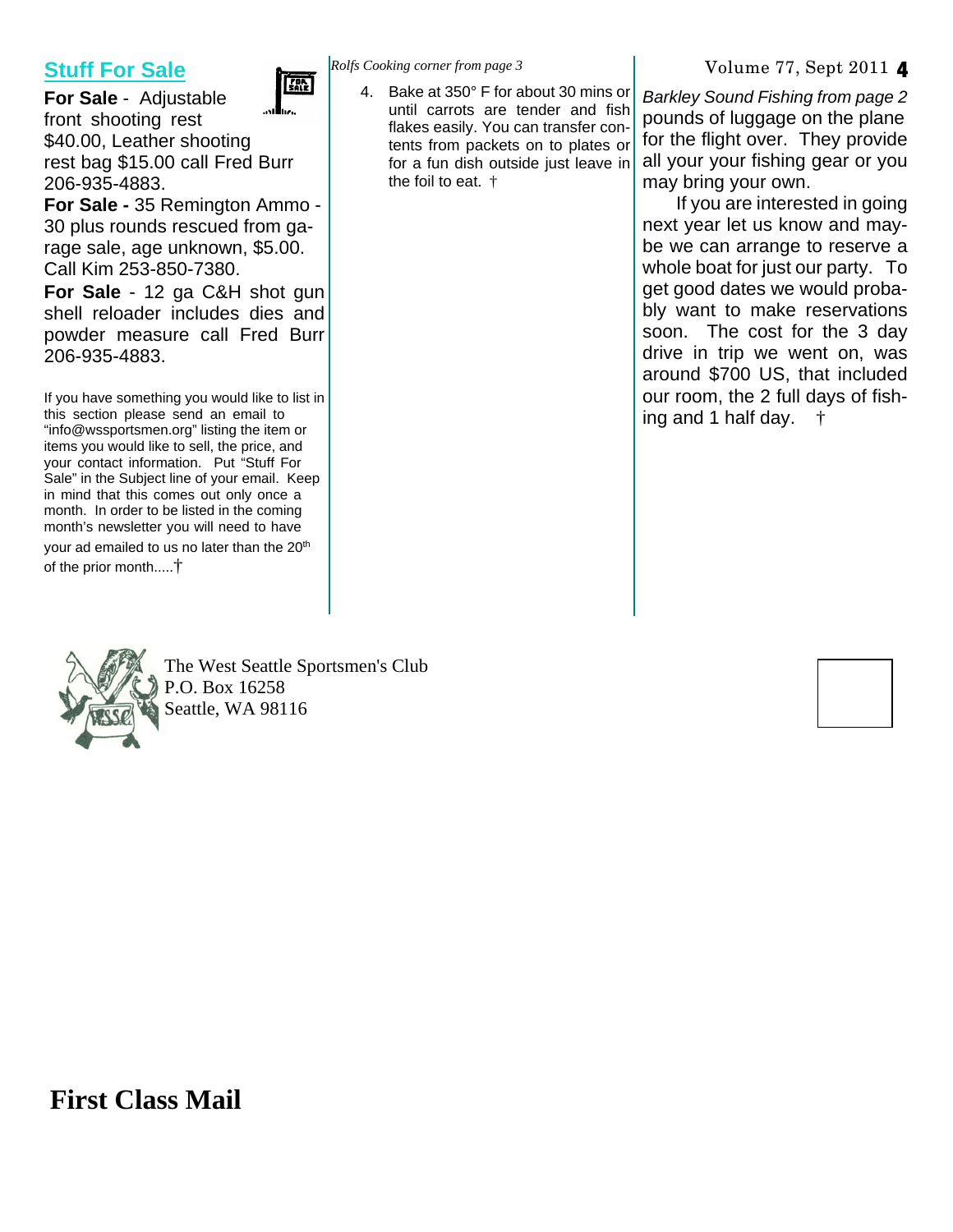## Stuff For Sale

**For Sale** - Adjustable front shooting rest $40.00, Leather shooting rest bag $15.00 call Fred Burr 206-935-4883.

**For Sale -** 35 Remington Ammo - 30 plus rounds rescued from garage sale, age unknown, $5.00. Call Kim 253-850-7380.

**For Sale** - 12 ga C&H shot gun shell reloader includes dies and powder measure call Fred Burr 206-935-4883.

If you have something you would like to list in this section please send an email to "info@wssportsmen.org" listing the item or items you would like to sell, the price, and your contact information. Put "Stuff For Sale" in the Subject line of your email. Keep in mind that this comes out only once a month. In order to be listed in the coming month's newsletter you will need to have your ad emailed to us no later than the 20th of the prior month.....†

*Rolfs Cooking corner from page 3*

4. Bake at 350° F for about 30 mins or until carrots are tender and fish flakes easily. You can transfer contents from packets on to plates or for a fun dish outside just leave in the foil to eat. †

*Barkley Sound Fishing from page 2*

pounds of luggage on the plane for the flight over. They provide all your your fishing gear or you may bring your own.

If you are interested in going next year let us know and maybe we can arrange to reserve a whole boat for just our party. To get good dates we would probably want to make reservations soon. The cost for the 3 day drive in trip we went on, was around $700 US, that included our room, the 2 full days of fishing and 1 half day. †

The West Seattle Sportsmen's Club
P.O. Box 16258
Seattle, WA 98116

**First Class Mail**